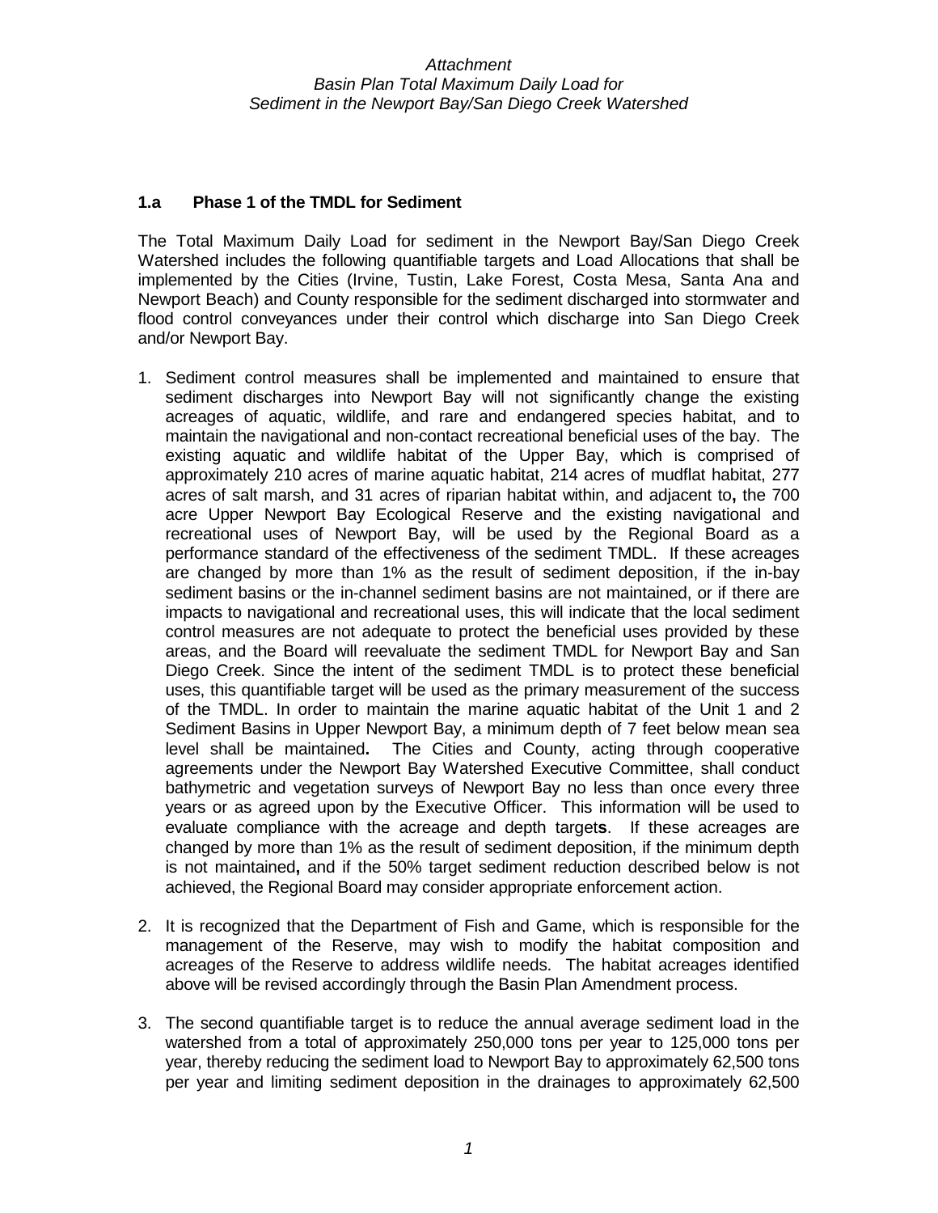*Attachment*
*Basin Plan Total Maximum Daily Load for*
*Sediment in the Newport Bay/San Diego Creek Watershed*

## 1.a Phase 1 of the TMDL for Sediment

The Total Maximum Daily Load for sediment in the Newport Bay/San Diego Creek Watershed includes the following quantifiable targets and Load Allocations that shall be implemented by the Cities (Irvine, Tustin, Lake Forest, Costa Mesa, Santa Ana and Newport Beach) and County responsible for the sediment discharged into stormwater and flood control conveyances under their control which discharge into San Diego Creek and/or Newport Bay.

1. Sediment control measures shall be implemented and maintained to ensure that sediment discharges into Newport Bay will not significantly change the existing acreages of aquatic, wildlife, and rare and endangered species habitat, and to maintain the navigational and non-contact recreational beneficial uses of the bay. The existing aquatic and wildlife habitat of the Upper Bay, which is comprised of approximately 210 acres of marine aquatic habitat, 214 acres of mudflat habitat, 277 acres of salt marsh, and 31 acres of riparian habitat within, and adjacent to**,** the 700 acre Upper Newport Bay Ecological Reserve and the existing navigational and recreational uses of Newport Bay, will be used by the Regional Board as a performance standard of the effectiveness of the sediment TMDL. If these acreages are changed by more than 1% as the result of sediment deposition, if the in-bay sediment basins or the in-channel sediment basins are not maintained, or if there are impacts to navigational and recreational uses, this will indicate that the local sediment control measures are not adequate to protect the beneficial uses provided by these areas, and the Board will reevaluate the sediment TMDL for Newport Bay and San Diego Creek. Since the intent of the sediment TMDL is to protect these beneficial uses, this quantifiable target will be used as the primary measurement of the success of the TMDL. In order to maintain the marine aquatic habitat of the Unit 1 and 2 Sediment Basins in Upper Newport Bay, a minimum depth of 7 feet below mean sea level shall be maintained**.** The Cities and County, acting through cooperative agreements under the Newport Bay Watershed Executive Committee, shall conduct bathymetric and vegetation surveys of Newport Bay no less than once every three years or as agreed upon by the Executive Officer. This information will be used to evaluate compliance with the acreage and depth target**s**. If these acreages are changed by more than 1% as the result of sediment deposition, if the minimum depth is not maintained**,** and if the 50% target sediment reduction described below is not achieved, the Regional Board may consider appropriate enforcement action.

2. It is recognized that the Department of Fish and Game, which is responsible for the management of the Reserve, may wish to modify the habitat composition and acreages of the Reserve to address wildlife needs. The habitat acreages identified above will be revised accordingly through the Basin Plan Amendment process.

3. The second quantifiable target is to reduce the annual average sediment load in the watershed from a total of approximately 250,000 tons per year to 125,000 tons per year, thereby reducing the sediment load to Newport Bay to approximately 62,500 tons per year and limiting sediment deposition in the drainages to approximately 62,500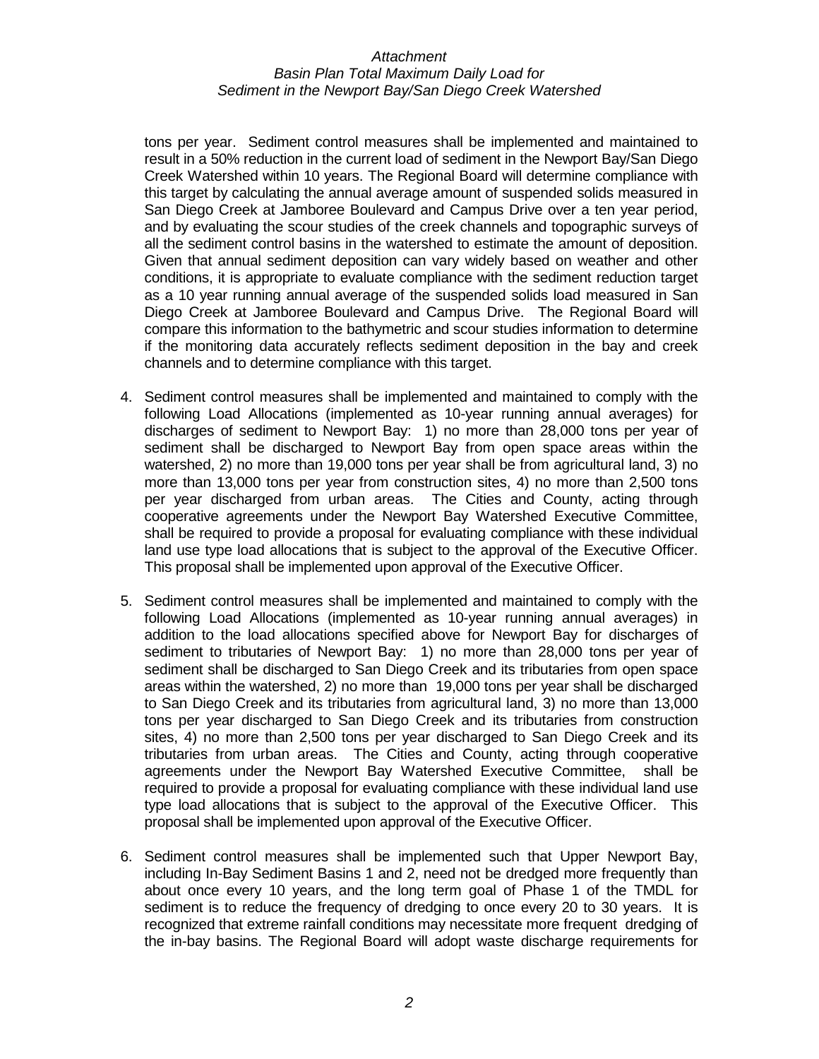tons per year. Sediment control measures shall be implemented and maintained to result in a 50% reduction in the current load of sediment in the Newport Bay/San Diego Creek Watershed within 10 years. The Regional Board will determine compliance with this target by calculating the annual average amount of suspended solids measured in San Diego Creek at Jamboree Boulevard and Campus Drive over a ten year period, and by evaluating the scour studies of the creek channels and topographic surveys of all the sediment control basins in the watershed to estimate the amount of deposition. Given that annual sediment deposition can vary widely based on weather and other conditions, it is appropriate to evaluate compliance with the sediment reduction target as a 10 year running annual average of the suspended solids load measured in San Diego Creek at Jamboree Boulevard and Campus Drive. The Regional Board will compare this information to the bathymetric and scour studies information to determine if the monitoring data accurately reflects sediment deposition in the bay and creek channels and to determine compliance with this target.

4. Sediment control measures shall be implemented and maintained to comply with the following Load Allocations (implemented as 10-year running annual averages) for discharges of sediment to Newport Bay: 1) no more than 28,000 tons per year of sediment shall be discharged to Newport Bay from open space areas within the watershed, 2) no more than 19,000 tons per year shall be from agricultural land, 3) no more than 13,000 tons per year from construction sites, 4) no more than 2,500 tons per year discharged from urban areas. The Cities and County, acting through cooperative agreements under the Newport Bay Watershed Executive Committee, shall be required to provide a proposal for evaluating compliance with these individual land use type load allocations that is subject to the approval of the Executive Officer. This proposal shall be implemented upon approval of the Executive Officer.

5. Sediment control measures shall be implemented and maintained to comply with the following Load Allocations (implemented as 10-year running annual averages) in addition to the load allocations specified above for Newport Bay for discharges of sediment to tributaries of Newport Bay: 1) no more than 28,000 tons per year of sediment shall be discharged to San Diego Creek and its tributaries from open space areas within the watershed, 2) no more than 19,000 tons per year shall be discharged to San Diego Creek and its tributaries from agricultural land, 3) no more than 13,000 tons per year discharged to San Diego Creek and its tributaries from construction sites, 4) no more than 2,500 tons per year discharged to San Diego Creek and its tributaries from urban areas. The Cities and County, acting through cooperative agreements under the Newport Bay Watershed Executive Committee, shall be required to provide a proposal for evaluating compliance with these individual land use type load allocations that is subject to the approval of the Executive Officer. This proposal shall be implemented upon approval of the Executive Officer.

6. Sediment control measures shall be implemented such that Upper Newport Bay, including In-Bay Sediment Basins 1 and 2, need not be dredged more frequently than about once every 10 years, and the long term goal of Phase 1 of the TMDL for sediment is to reduce the frequency of dredging to once every 20 to 30 years. It is recognized that extreme rainfall conditions may necessitate more frequent dredging of the in-bay basins. The Regional Board will adopt waste discharge requirements for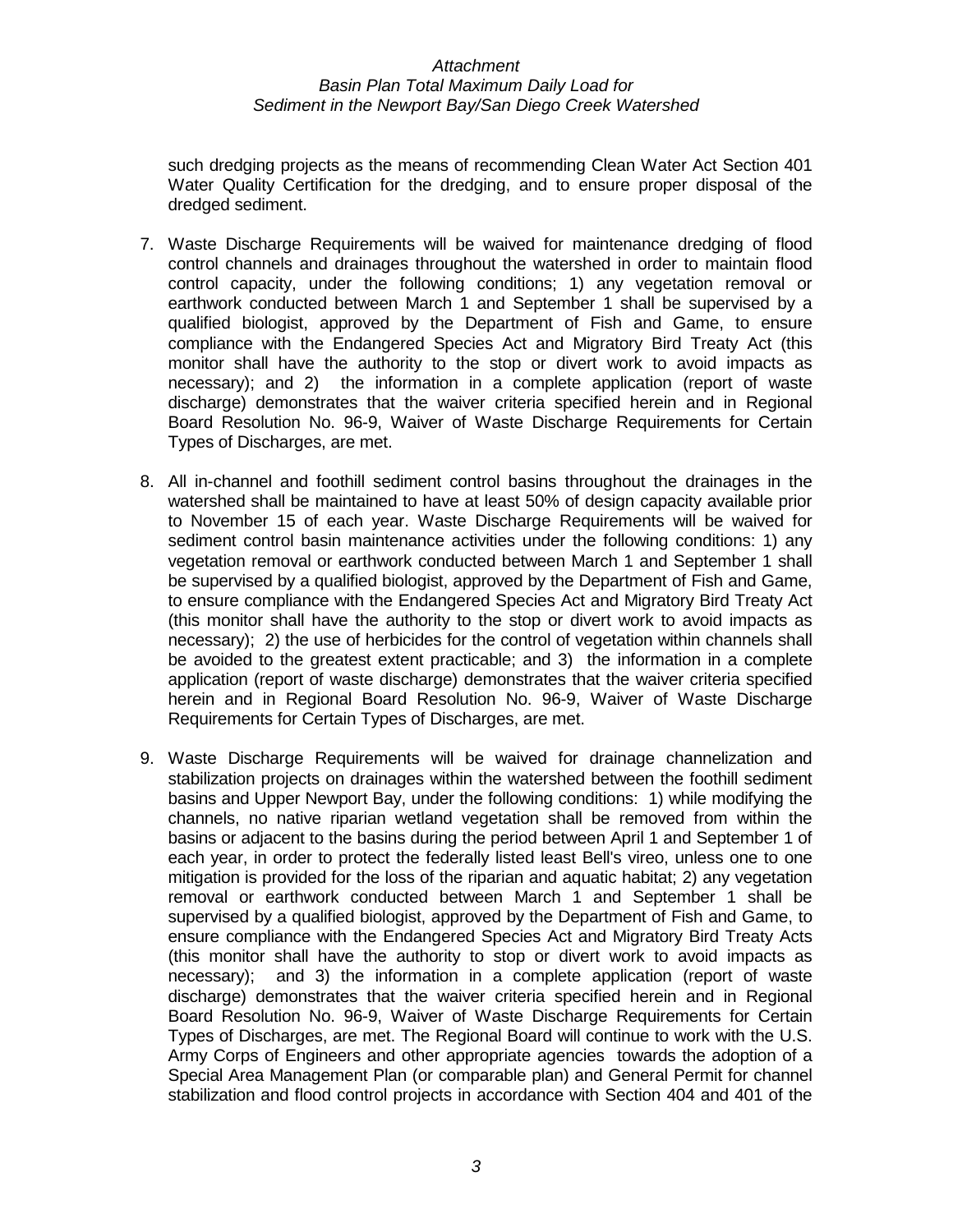such dredging projects as the means of recommending Clean Water Act Section 401 Water Quality Certification for the dredging, and to ensure proper disposal of the dredged sediment.

7. Waste Discharge Requirements will be waived for maintenance dredging of flood control channels and drainages throughout the watershed in order to maintain flood control capacity, under the following conditions; 1) any vegetation removal or earthwork conducted between March 1 and September 1 shall be supervised by a qualified biologist, approved by the Department of Fish and Game, to ensure compliance with the Endangered Species Act and Migratory Bird Treaty Act (this monitor shall have the authority to the stop or divert work to avoid impacts as necessary); and 2) the information in a complete application (report of waste discharge) demonstrates that the waiver criteria specified herein and in Regional Board Resolution No. 96-9, Waiver of Waste Discharge Requirements for Certain Types of Discharges, are met.

8. All in-channel and foothill sediment control basins throughout the drainages in the watershed shall be maintained to have at least 50% of design capacity available prior to November 15 of each year. Waste Discharge Requirements will be waived for sediment control basin maintenance activities under the following conditions: 1) any vegetation removal or earthwork conducted between March 1 and September 1 shall be supervised by a qualified biologist, approved by the Department of Fish and Game, to ensure compliance with the Endangered Species Act and Migratory Bird Treaty Act (this monitor shall have the authority to the stop or divert work to avoid impacts as necessary); 2) the use of herbicides for the control of vegetation within channels shall be avoided to the greatest extent practicable; and 3) the information in a complete application (report of waste discharge) demonstrates that the waiver criteria specified herein and in Regional Board Resolution No. 96-9, Waiver of Waste Discharge Requirements for Certain Types of Discharges, are met.

9. Waste Discharge Requirements will be waived for drainage channelization and stabilization projects on drainages within the watershed between the foothill sediment basins and Upper Newport Bay, under the following conditions: 1) while modifying the channels, no native riparian wetland vegetation shall be removed from within the basins or adjacent to the basins during the period between April 1 and September 1 of each year, in order to protect the federally listed least Bell's vireo, unless one to one mitigation is provided for the loss of the riparian and aquatic habitat; 2) any vegetation removal or earthwork conducted between March 1 and September 1 shall be supervised by a qualified biologist, approved by the Department of Fish and Game, to ensure compliance with the Endangered Species Act and Migratory Bird Treaty Acts (this monitor shall have the authority to stop or divert work to avoid impacts as necessary); and 3) the information in a complete application (report of waste discharge) demonstrates that the waiver criteria specified herein and in Regional Board Resolution No. 96-9, Waiver of Waste Discharge Requirements for Certain Types of Discharges, are met. The Regional Board will continue to work with the U.S. Army Corps of Engineers and other appropriate agencies towards the adoption of a Special Area Management Plan (or comparable plan) and General Permit for channel stabilization and flood control projects in accordance with Section 404 and 401 of the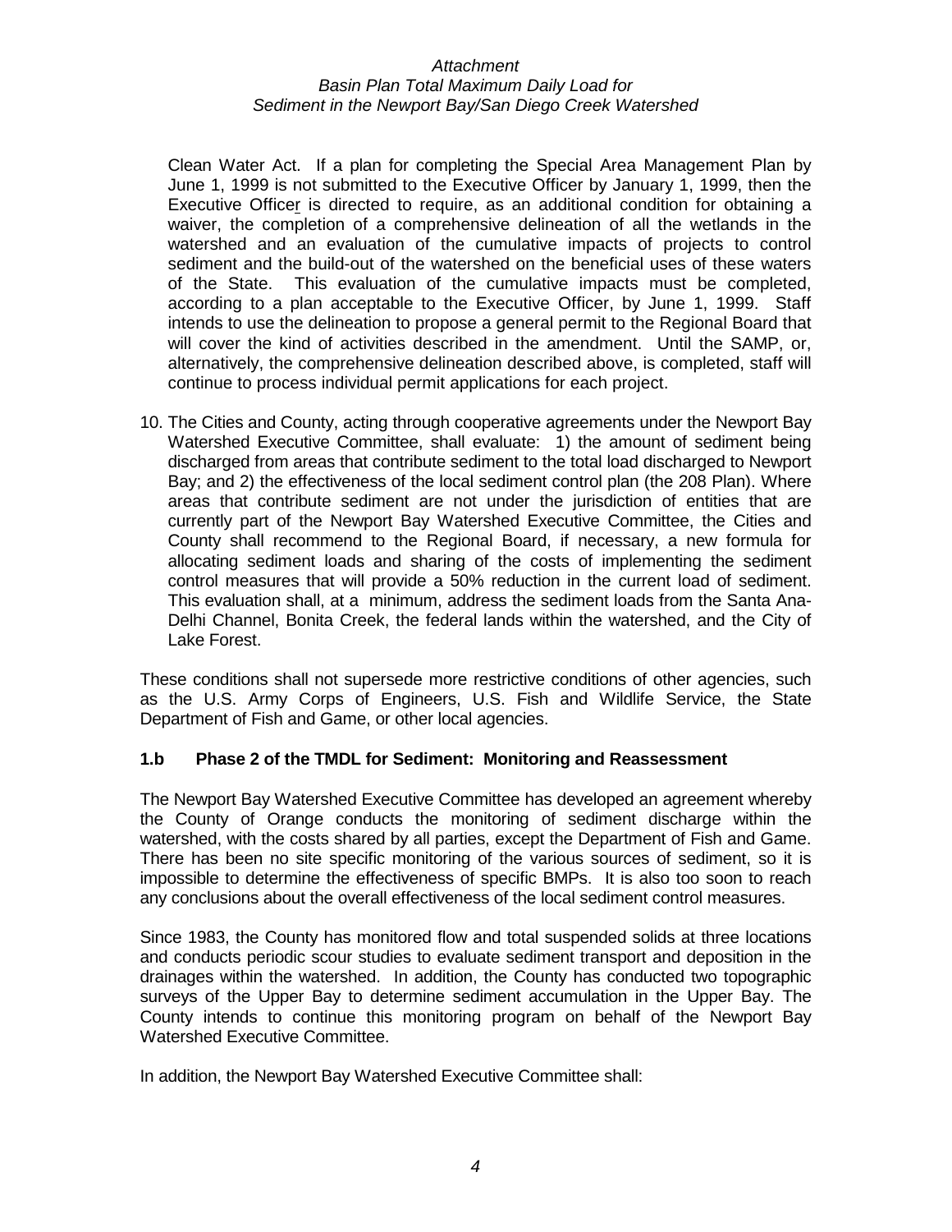Clean Water Act. If a plan for completing the Special Area Management Plan by June 1, 1999 is not submitted to the Executive Officer by January 1, 1999, then the Executive Officer is directed to require, as an additional condition for obtaining a waiver, the completion of a comprehensive delineation of all the wetlands in the watershed and an evaluation of the cumulative impacts of projects to control sediment and the build-out of the watershed on the beneficial uses of these waters of the State. This evaluation of the cumulative impacts must be completed, according to a plan acceptable to the Executive Officer, by June 1, 1999. Staff intends to use the delineation to propose a general permit to the Regional Board that will cover the kind of activities described in the amendment. Until the SAMP, or, alternatively, the comprehensive delineation described above, is completed, staff will continue to process individual permit applications for each project.

10. The Cities and County, acting through cooperative agreements under the Newport Bay Watershed Executive Committee, shall evaluate: 1) the amount of sediment being discharged from areas that contribute sediment to the total load discharged to Newport Bay; and 2) the effectiveness of the local sediment control plan (the 208 Plan). Where areas that contribute sediment are not under the jurisdiction of entities that are currently part of the Newport Bay Watershed Executive Committee, the Cities and County shall recommend to the Regional Board, if necessary, a new formula for allocating sediment loads and sharing of the costs of implementing the sediment control measures that will provide a 50% reduction in the current load of sediment. This evaluation shall, at a minimum, address the sediment loads from the Santa Ana-Delhi Channel, Bonita Creek, the federal lands within the watershed, and the City of Lake Forest.

These conditions shall not supersede more restrictive conditions of other agencies, such as the U.S. Army Corps of Engineers, U.S. Fish and Wildlife Service, the State Department of Fish and Game, or other local agencies.

### 1.b Phase 2 of the TMDL for Sediment: Monitoring and Reassessment

The Newport Bay Watershed Executive Committee has developed an agreement whereby the County of Orange conducts the monitoring of sediment discharge within the watershed, with the costs shared by all parties, except the Department of Fish and Game. There has been no site specific monitoring of the various sources of sediment, so it is impossible to determine the effectiveness of specific BMPs. It is also too soon to reach any conclusions about the overall effectiveness of the local sediment control measures.

Since 1983, the County has monitored flow and total suspended solids at three locations and conducts periodic scour studies to evaluate sediment transport and deposition in the drainages within the watershed. In addition, the County has conducted two topographic surveys of the Upper Bay to determine sediment accumulation in the Upper Bay. The County intends to continue this monitoring program on behalf of the Newport Bay Watershed Executive Committee.

In addition, the Newport Bay Watershed Executive Committee shall: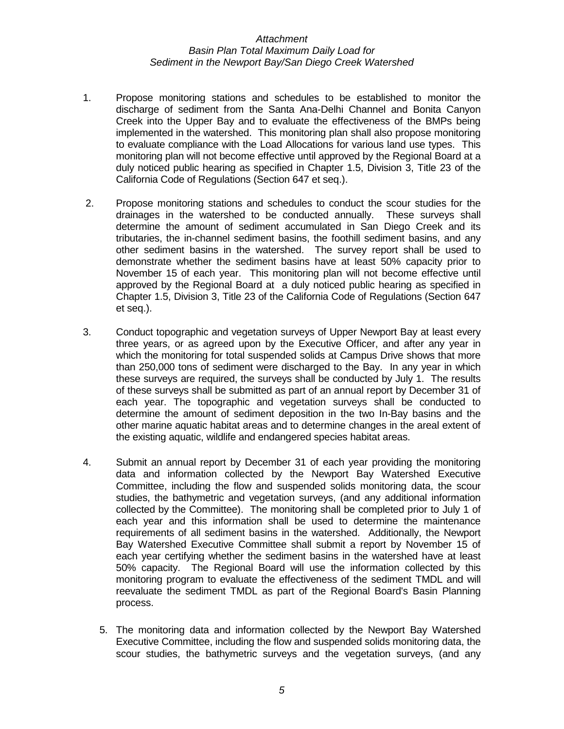1. Propose monitoring stations and schedules to be established to monitor the discharge of sediment from the Santa Ana-Delhi Channel and Bonita Canyon Creek into the Upper Bay and to evaluate the effectiveness of the BMPs being implemented in the watershed. This monitoring plan shall also propose monitoring to evaluate compliance with the Load Allocations for various land use types. This monitoring plan will not become effective until approved by the Regional Board at a duly noticed public hearing as specified in Chapter 1.5, Division 3, Title 23 of the California Code of Regulations (Section 647 et seq.).

2. Propose monitoring stations and schedules to conduct the scour studies for the drainages in the watershed to be conducted annually. These surveys shall determine the amount of sediment accumulated in San Diego Creek and its tributaries, the in-channel sediment basins, the foothill sediment basins, and any other sediment basins in the watershed. The survey report shall be used to demonstrate whether the sediment basins have at least 50% capacity prior to November 15 of each year. This monitoring plan will not become effective until approved by the Regional Board at a duly noticed public hearing as specified in Chapter 1.5, Division 3, Title 23 of the California Code of Regulations (Section 647 et seq.).

3. Conduct topographic and vegetation surveys of Upper Newport Bay at least every three years, or as agreed upon by the Executive Officer, and after any year in which the monitoring for total suspended solids at Campus Drive shows that more than 250,000 tons of sediment were discharged to the Bay. In any year in which these surveys are required, the surveys shall be conducted by July 1. The results of these surveys shall be submitted as part of an annual report by December 31 of each year. The topographic and vegetation surveys shall be conducted to determine the amount of sediment deposition in the two In-Bay basins and the other marine aquatic habitat areas and to determine changes in the areal extent of the existing aquatic, wildlife and endangered species habitat areas.

4. Submit an annual report by December 31 of each year providing the monitoring data and information collected by the Newport Bay Watershed Executive Committee, including the flow and suspended solids monitoring data, the scour studies, the bathymetric and vegetation surveys, (and any additional information collected by the Committee). The monitoring shall be completed prior to July 1 of each year and this information shall be used to determine the maintenance requirements of all sediment basins in the watershed. Additionally, the Newport Bay Watershed Executive Committee shall submit a report by November 15 of each year certifying whether the sediment basins in the watershed have at least 50% capacity. The Regional Board will use the information collected by this monitoring program to evaluate the effectiveness of the sediment TMDL and will reevaluate the sediment TMDL as part of the Regional Board's Basin Planning process.

5. The monitoring data and information collected by the Newport Bay Watershed Executive Committee, including the flow and suspended solids monitoring data, the scour studies, the bathymetric surveys and the vegetation surveys, (and any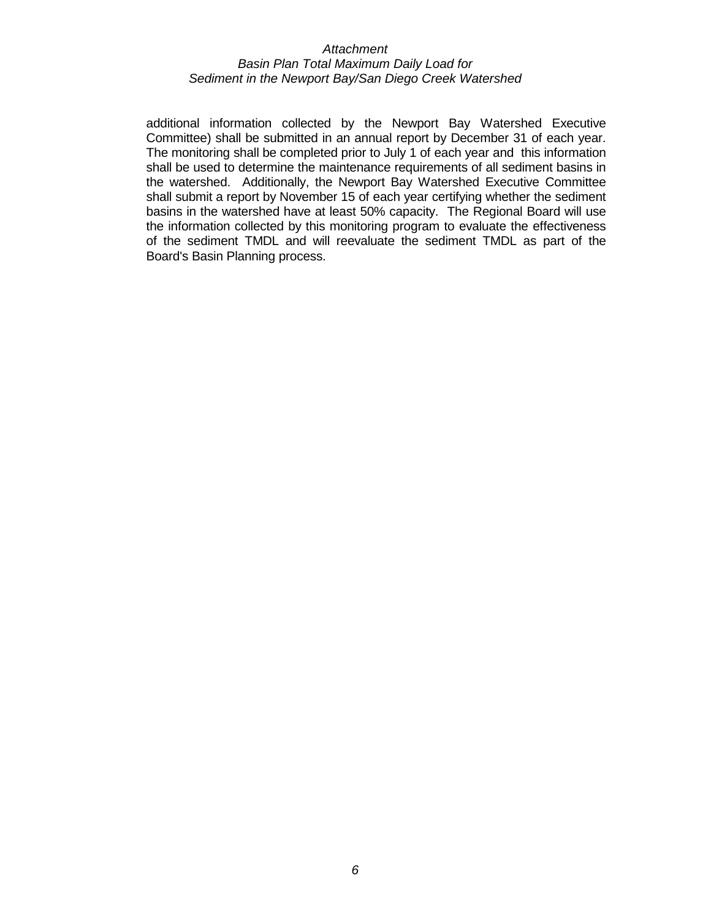additional information collected by the Newport Bay Watershed Executive Committee) shall be submitted in an annual report by December 31 of each year. The monitoring shall be completed prior to July 1 of each year and this information shall be used to determine the maintenance requirements of all sediment basins in the watershed. Additionally, the Newport Bay Watershed Executive Committee shall submit a report by November 15 of each year certifying whether the sediment basins in the watershed have at least 50% capacity. The Regional Board will use the information collected by this monitoring program to evaluate the effectiveness of the sediment TMDL and will reevaluate the sediment TMDL as part of the Board's Basin Planning process.